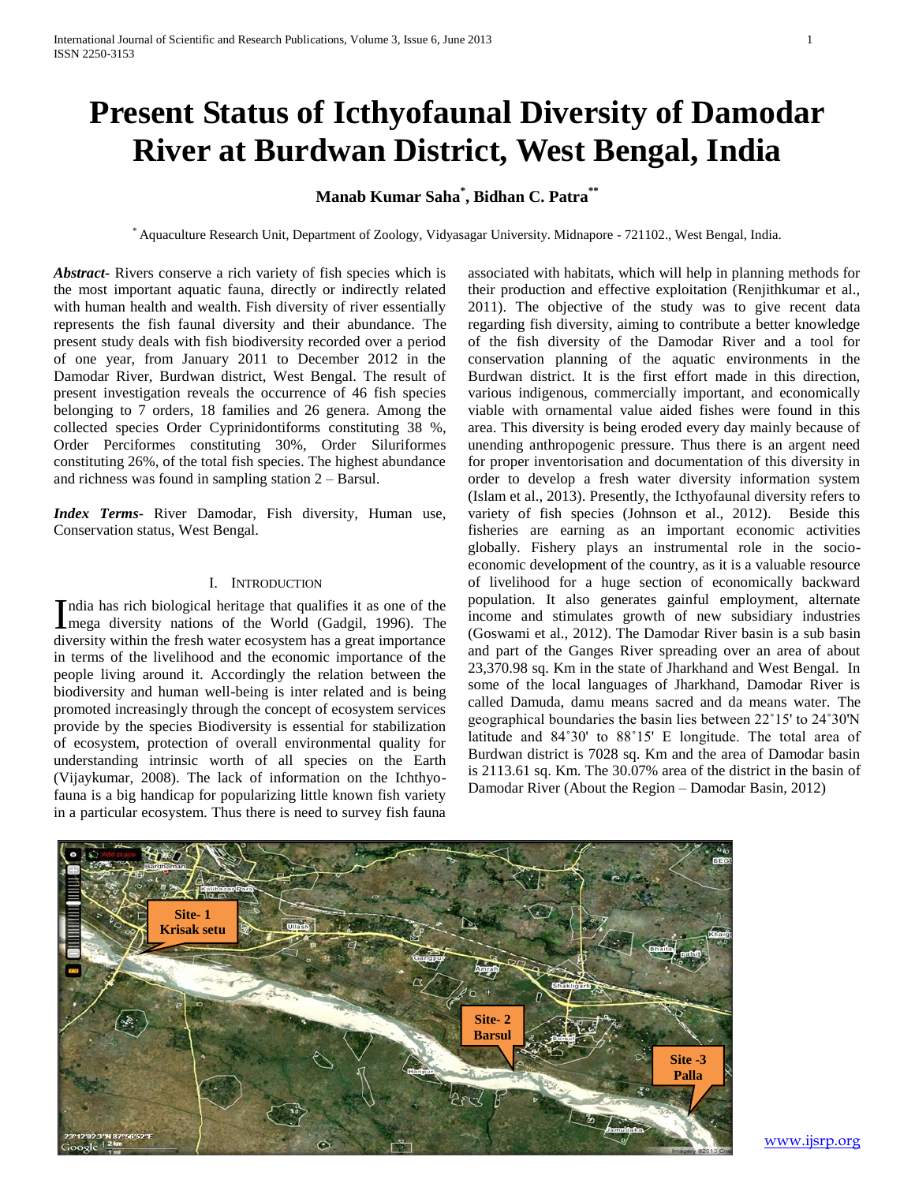# Present Status of Icthyofaunal Diversity of Damodar River at Burdwan District, West Bengal, India

**Manab Kumar Saha[*], Bidhan C. Patra[**]**

[*] Aquaculture Research Unit, Department of Zoology, Vidyasagar University. Midnapore - 721102., West Bengal, India.

***Abstract***- Rivers conserve a rich variety of fish species which is the most important aquatic fauna, directly or indirectly related with human health and wealth. Fish diversity of river essentially represents the fish faunal diversity and their abundance. The present study deals with fish biodiversity recorded over a period of one year, from January 2011 to December 2012 in the Damodar River, Burdwan district, West Bengal. The result of present investigation reveals the occurrence of 46 fish species belonging to 7 orders, 18 families and 26 genera. Among the collected species Order Cyprinidontiforms constituting 38 %, Order Perciformes constituting 30%, Order Siluriformes constituting 26%, of the total fish species. The highest abundance and richness was found in sampling station 2 – Barsul.

***Index Terms***- River Damodar, Fish diversity, Human use, Conservation status, West Bengal.

## I. Introduction

India has rich biological heritage that qualifies it as one of the mega diversity nations of the World (Gadgil, 1996). The diversity within the fresh water ecosystem has a great importance in terms of the livelihood and the economic importance of the people living around it. Accordingly the relation between the biodiversity and human well-being is inter related and is being promoted increasingly through the concept of ecosystem services provide by the species Biodiversity is essential for stabilization of ecosystem, protection of overall environmental quality for understanding intrinsic worth of all species on the Earth (Vijaykumar, 2008). The lack of information on the Ichthyo-fauna is a big handicap for popularizing little known fish variety in a particular ecosystem. Thus there is need to survey fish fauna associated with habitats, which will help in planning methods for their production and effective exploitation (Renjithkumar et al., 2011). The objective of the study was to give recent data regarding fish diversity, aiming to contribute a better knowledge of the fish diversity of the Damodar River and a tool for conservation planning of the aquatic environments in the Burdwan district. It is the first effort made in this direction, various indigenous, commercially important, and economically viable with ornamental value aided fishes were found in this area. This diversity is being eroded every day mainly because of unending anthropogenic pressure. Thus there is an argent need for proper inventorisation and documentation of this diversity in order to develop a fresh water diversity information system (Islam et al., 2013). Presently, the Icthyofaunal diversity refers to variety of fish species (Johnson et al., 2012). Beside this fisheries are earning as an important economic activities globally. Fishery plays an instrumental role in the socio-economic development of the country, as it is a valuable resource of livelihood for a huge section of economically backward population. It also generates gainful employment, alternate income and stimulates growth of new subsidiary industries (Goswami et al., 2012). The Damodar River basin is a sub basin and part of the Ganges River spreading over an area of about 23,370.98 sq. Km in the state of Jharkhand and West Bengal. In some of the local languages of Jharkhand, Damodar River is called Damuda, damu means sacred and da means water. The geographical boundaries the basin lies between 22˚15' to 24˚30'N latitude and 84˚30' to 88˚15' E longitude. The total area of Burdwan district is 7028 sq. Km and the area of Damodar basin is 2113.61 sq. Km. The 30.07% area of the district in the basin of Damodar River (About the Region – Damodar Basin, 2012)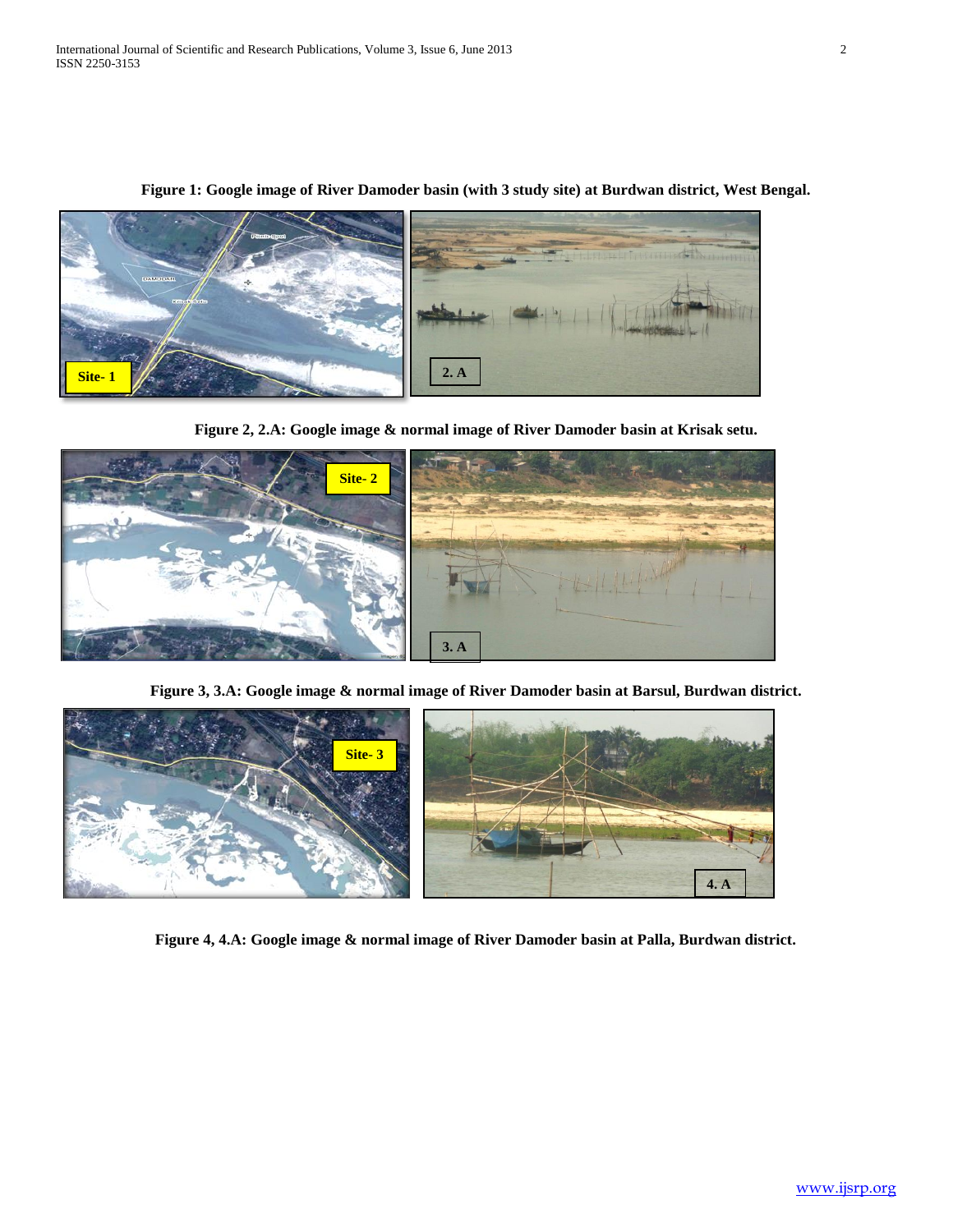**Figure 1: Google image of River Damoder basin (with 3 study site) at Burdwan district, West Bengal.**

**Figure 2, 2.A: Google image & normal image of River Damoder basin at Krisak setu.**

**Figure 3, 3.A: Google image & normal image of River Damoder basin at Barsul, Burdwan district.**

**Figure 4, 4.A: Google image & normal image of River Damoder basin at Palla, Burdwan district.**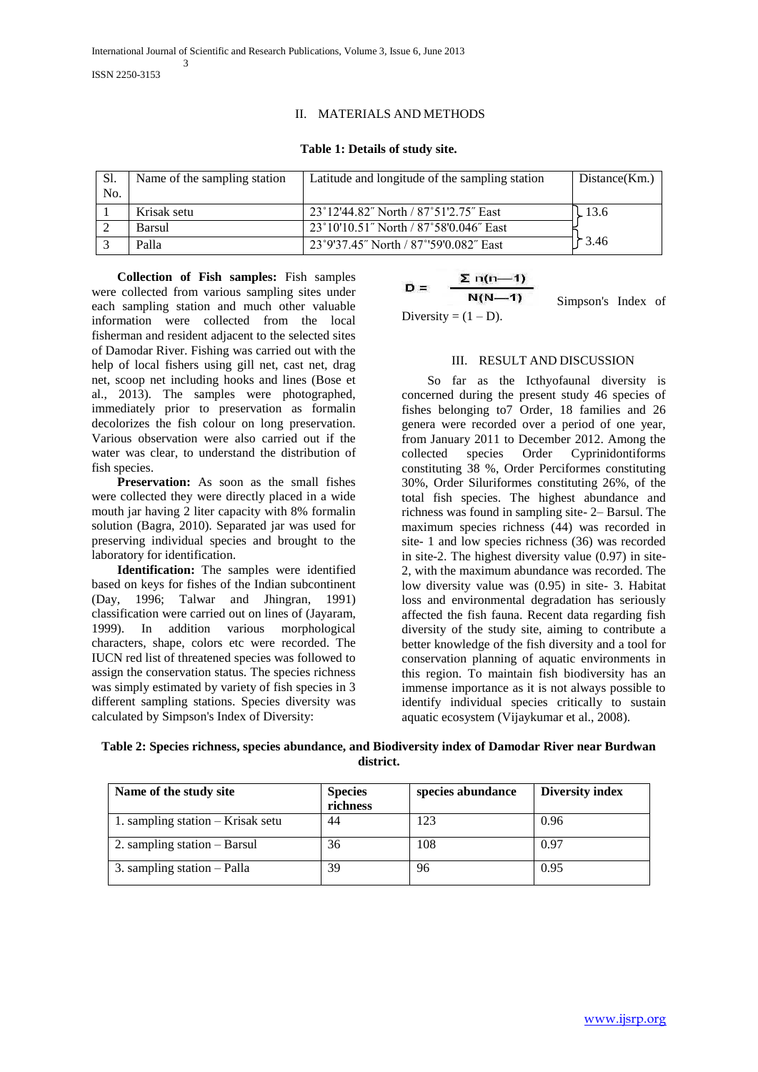## II. MATERIALS AND METHODS

**Table 1: Details of study site.**

| Sl. No. | Name of the sampling station | Latitude and longitude of the sampling station | Distance(Km.) |
|---|---|---|---|
| 1 | Krisak setu | 23˚12'44.82″ North / 87˚51'2.75″ East | 13.6 |
| 2 | Barsul | 23˚10'10.51″ North / 87˚58'0.046″ East | |
| 3 | Palla | 23˚9'37.45″ North / 87˚'59'0.082″ East | 3.46 |

**Collection of Fish samples:** Fish samples were collected from various sampling sites under each sampling station and much other valuable information were collected from the local fisherman and resident adjacent to the selected sites of Damodar River. Fishing was carried out with the help of local fishers using gill net, cast net, drag net, scoop net including hooks and lines (Bose et al., 2013). The samples were photographed, immediately prior to preservation as formalin decolorizes the fish colour on long preservation. Various observation were also carried out if the water was clear, to understand the distribution of fish species.

**Preservation:** As soon as the small fishes were collected they were directly placed in a wide mouth jar having 2 liter capacity with 8% formalin solution (Bagra, 2010). Separated jar was used for preserving individual species and brought to the laboratory for identification.

**Identification:** The samples were identified based on keys for fishes of the Indian subcontinent (Day, 1996; Talwar and Jhingran, 1991) classification were carried out on lines of (Jayaram, 1999). In addition various morphological characters, shape, colors etc were recorded. The IUCN red list of threatened species was followed to assign the conservation status. The species richness was simply estimated by variety of fish species in 3 different sampling stations. Species diversity was calculated by Simpson's Index of Diversity:

$$D = \frac{\Sigma\, n(n-1)}{N(N-1)}$$

Simpson's Index of Diversity = $(1 - D)$.

## III. RESULT AND DISCUSSION

So far as the Icthyofaunal diversity is concerned during the present study 46 species of fishes belonging to7 Order, 18 families and 26 genera were recorded over a period of one year, from January 2011 to December 2012. Among the collected species Order Cyprinidontiforms constituting 38 %, Order Perciformes constituting 30%, Order Siluriformes constituting 26%, of the total fish species. The highest abundance and richness was found in sampling site- 2– Barsul. The maximum species richness (44) was recorded in site- 1 and low species richness (36) was recorded in site-2. The highest diversity value (0.97) in site-2, with the maximum abundance was recorded. The low diversity value was (0.95) in site- 3. Habitat loss and environmental degradation has seriously affected the fish fauna. Recent data regarding fish diversity of the study site, aiming to contribute a better knowledge of the fish diversity and a tool for conservation planning of aquatic environments in this region. To maintain fish biodiversity has an immense importance as it is not always possible to identify individual species critically to sustain aquatic ecosystem (Vijaykumar et al., 2008).

**Table 2: Species richness, species abundance, and Biodiversity index of Damodar River near Burdwan district.**

| Name of the study site | Species richness | species abundance | Diversity index |
|---|---|---|---|
| 1. sampling station – Krisak setu | 44 | 123 | 0.96 |
| 2. sampling station – Barsul | 36 | 108 | 0.97 |
| 3. sampling station – Palla | 39 | 96 | 0.95 |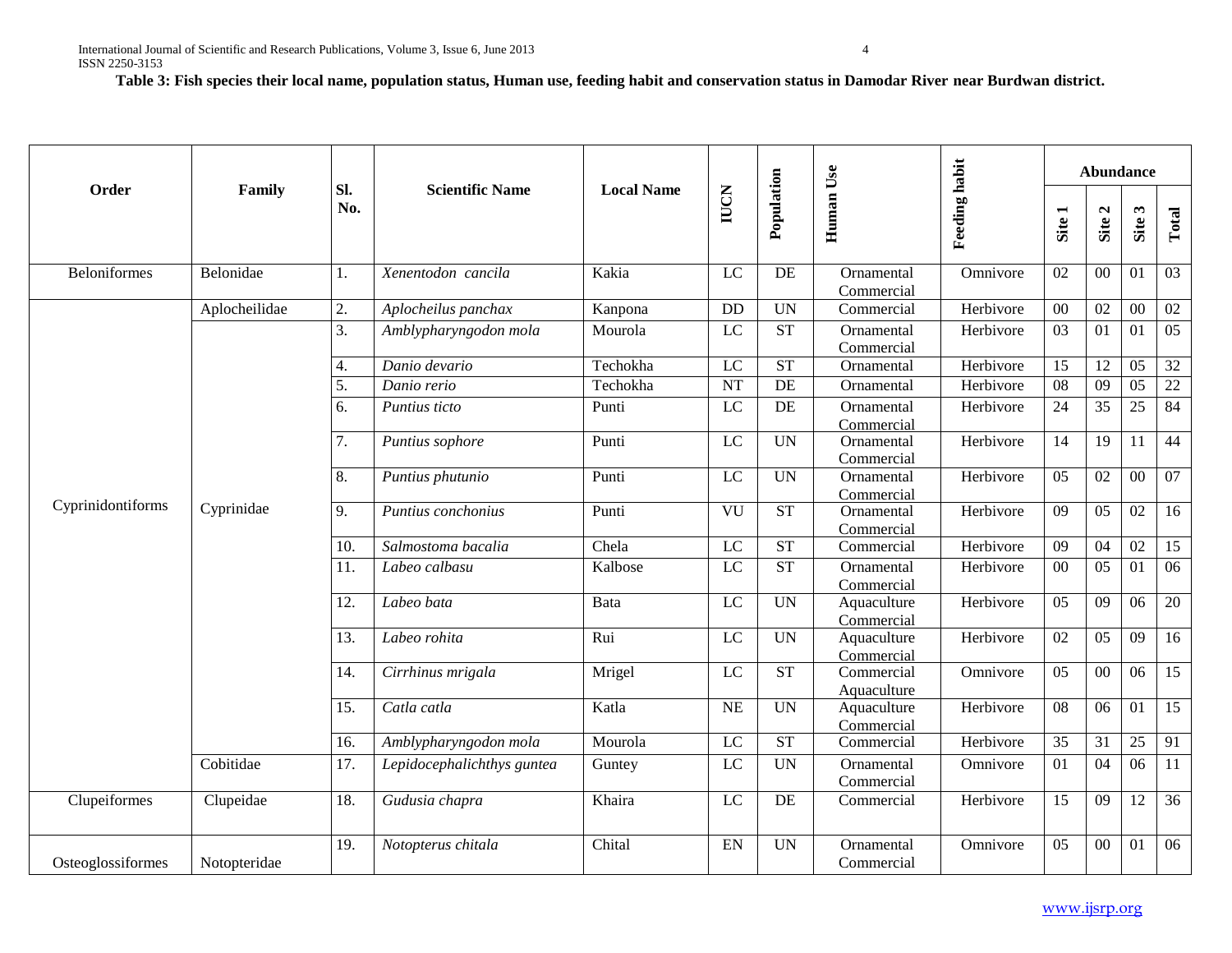**Table 3: Fish species their local name, population status, Human use, feeding habit and conservation status in Damodar River near Burdwan district.**

| Order | Family | Sl. No. | Scientific Name | Local Name | IUCN | Population | Human Use | Feeding habit | Abundance | | | |
|---|---|---|---|---|---|---|---|---|---|---|---|---|
| | | | | | | | | | Site 1 | Site 2 | Site 3 | Total |
| Beloniformes | Belonidae | 1. | *Xenentodon cancila* | Kakia | LC | DE | Ornamental Commercial | Omnivore | 02 | 00 | 01 | 03 |
| Cyprinidontiforms | Aplocheilidae | 2. | *Aplocheilus panchax* | Kanpona | DD | UN | Commercial | Herbivore | 00 | 02 | 00 | 02 |
| | Cyprinidae | 3. | *Amblypharyngodon mola* | Mourola | LC | ST | Ornamental Commercial | Herbivore | 03 | 01 | 01 | 05 |
| | | 4. | *Danio devario* | Techokha | LC | ST | Ornamental | Herbivore | 15 | 12 | 05 | 32 |
| | | 5. | *Danio rerio* | Techokha | NT | DE | Ornamental | Herbivore | 08 | 09 | 05 | 22 |
| | | 6. | *Puntius ticto* | Punti | LC | DE | Ornamental Commercial | Herbivore | 24 | 35 | 25 | 84 |
| | | 7. | *Puntius sophore* | Punti | LC | UN | Ornamental Commercial | Herbivore | 14 | 19 | 11 | 44 |
| | | 8. | *Puntius phutunio* | Punti | LC | UN | Ornamental Commercial | Herbivore | 05 | 02 | 00 | 07 |
| | | 9. | *Puntius conchonius* | Punti | VU | ST | Ornamental Commercial | Herbivore | 09 | 05 | 02 | 16 |
| | | 10. | *Salmostoma bacalia* | Chela | LC | ST | Commercial | Herbivore | 09 | 04 | 02 | 15 |
| | | 11. | *Labeo calbasu* | Kalbose | LC | ST | Ornamental Commercial | Herbivore | 00 | 05 | 01 | 06 |
| | | 12. | *Labeo bata* | Bata | LC | UN | Aquaculture Commercial | Herbivore | 05 | 09 | 06 | 20 |
| | | 13. | *Labeo rohita* | Rui | LC | UN | Aquaculture Commercial | Herbivore | 02 | 05 | 09 | 16 |
| | | 14. | *Cirrhinus mrigala* | Mrigel | LC | ST | Commercial Aquaculture | Omnivore | 05 | 00 | 06 | 15 |
| | | 15. | *Catla catla* | Katla | NE | UN | Aquaculture Commercial | Herbivore | 08 | 06 | 01 | 15 |
| | | 16. | *Amblypharyngodon mola* | Mourola | LC | ST | Commercial | Herbivore | 35 | 31 | 25 | 91 |
| | Cobitidae | 17. | *Lepidocephalichthys guntea* | Guntey | LC | UN | Ornamental Commercial | Omnivore | 01 | 04 | 06 | 11 |
| Clupeiformes | Clupeidae | 18. | *Gudusia chapra* | Khaira | LC | DE | Commercial | Herbivore | 15 | 09 | 12 | 36 |
| Osteoglossiformes | Notopteridae | 19. | *Notopterus chitala* | Chital | EN | UN | Ornamental Commercial | Omnivore | 05 | 00 | 01 | 06 |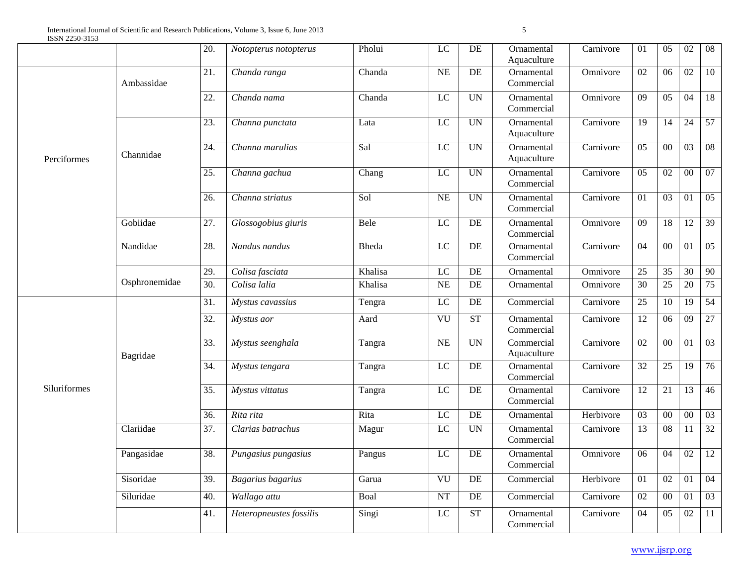| | | 20. | *Notopterus notopterus* | Pholui | LC | DE | Ornamental Aquaculture | Carnivore | 01 | 05 | 02 | 08 |
|---|---|---|---|---|---|---|---|---|---|---|---|---|
| Perciformes | Ambassidae | 21. | *Chanda ranga* | Chanda | NE | DE | Ornamental Commercial | Omnivore | 02 | 06 | 02 | 10 |
| | | 22. | *Chanda nama* | Chanda | LC | UN | Ornamental Commercial | Omnivore | 09 | 05 | 04 | 18 |
| | Channidae | 23. | *Channa punctata* | Lata | LC | UN | Ornamental Aquaculture | Carnivore | 19 | 14 | 24 | 57 |
| | | 24. | *Channa marulias* | Sal | LC | UN | Ornamental Aquaculture | Carnivore | 05 | 00 | 03 | 08 |
| | | 25. | *Channa gachua* | Chang | LC | UN | Ornamental Commercial | Carnivore | 05 | 02 | 00 | 07 |
| | | 26. | *Channa striatus* | Sol | NE | UN | Ornamental Commercial | Carnivore | 01 | 03 | 01 | 05 |
| | Gobiidae | 27. | *Glossogobius giuris* | Bele | LC | DE | Ornamental Commercial | Omnivore | 09 | 18 | 12 | 39 |
| | Nandidae | 28. | *Nandus nandus* | Bheda | LC | DE | Ornamental Commercial | Carnivore | 04 | 00 | 01 | 05 |
| | Osphronemidae | 29. | *Colisa fasciata* | Khalisa | LC | DE | Ornamental | Omnivore | 25 | 35 | 30 | 90 |
| | | 30. | *Colisa lalia* | Khalisa | NE | DE | Ornamental | Omnivore | 30 | 25 | 20 | 75 |
| Siluriformes | Bagridae | 31. | *Mystus cavassius* | Tengra | LC | DE | Commercial | Carnivore | 25 | 10 | 19 | 54 |
| | | 32. | *Mystus aor* | Aard | VU | ST | Ornamental Commercial | Carnivore | 12 | 06 | 09 | 27 |
| | | 33. | *Mystus seenghala* | Tangra | NE | UN | Commercial Aquaculture | Carnivore | 02 | 00 | 01 | 03 |
| | | 34. | *Mystus tengara* | Tangra | LC | DE | Ornamental Commercial | Carnivore | 32 | 25 | 19 | 76 |
| | | 35. | *Mystus vittatus* | Tangra | LC | DE | Ornamental Commercial | Carnivore | 12 | 21 | 13 | 46 |
| | | 36. | *Rita rita* | Rita | LC | DE | Ornamental | Herbivore | 03 | 00 | 00 | 03 |
| | Clariidae | 37. | *Clarias batrachus* | Magur | LC | UN | Ornamental Commercial | Carnivore | 13 | 08 | 11 | 32 |
| | Pangasidae | 38. | *Pungasius pungasius* | Pangus | LC | DE | Ornamental Commercial | Omnivore | 06 | 04 | 02 | 12 |
| | Sisoridae | 39. | *Bagarius bagarius* | Garua | VU | DE | Commercial | Herbivore | 01 | 02 | 01 | 04 |
| | Siluridae | 40. | *Wallago attu* | Boal | NT | DE | Commercial | Carnivore | 02 | 00 | 01 | 03 |
| | | 41. | *Heteropneustes fossilis* | Singi | LC | ST | Ornamental Commercial | Carnivore | 04 | 05 | 02 | 11 |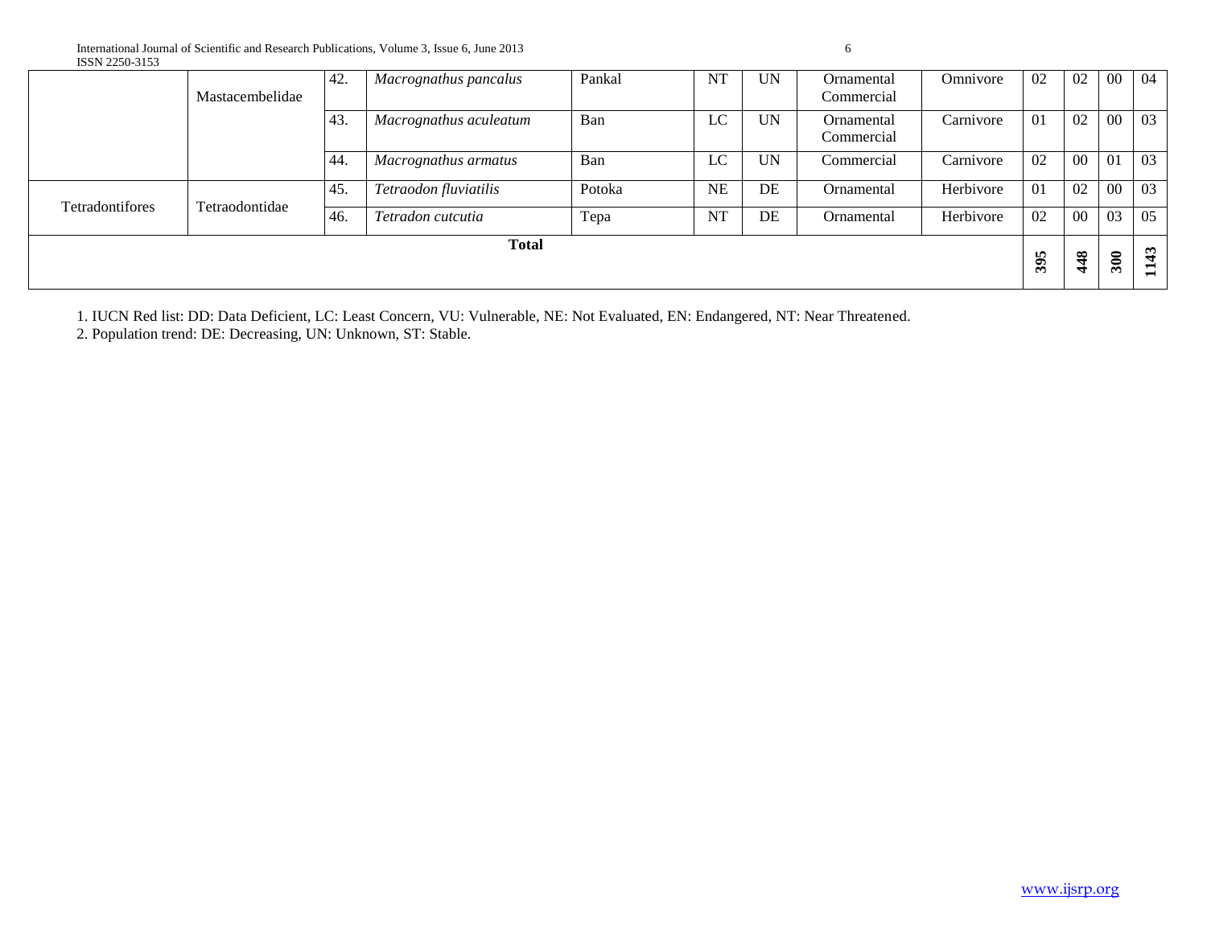| | | | | | | | | | | | | |
|---|---|---|---|---|---|---|---|---|---|---|---|---|
| | Mastacembelidae | 42. | *Macrognathus pancalus* | Pankal | NT | UN | Ornamental Commercial | Omnivore | 02 | 02 | 00 | 04 |
| | | 43. | *Macrognathus aculeatum* | Ban | LC | UN | Ornamental Commercial | Carnivore | 01 | 02 | 00 | 03 |
| | | 44. | *Macrognathus armatus* | Ban | LC | UN | Commercial | Carnivore | 02 | 00 | 01 | 03 |
| Tetradontifores | Tetraodontidae | 45. | *Tetraodon fluviatilis* | Potoka | NE | DE | Ornamental | Herbivore | 01 | 02 | 00 | 03 |
| | | 46. | *Tetradon cutcutia* | Tepa | NT | DE | Ornamental | Herbivore | 02 | 00 | 03 | 05 |
| **Total** | | | | | | | | | **395** | **448** | **300** | **1143** |

1. IUCN Red list: DD: Data Deficient, LC: Least Concern, VU: Vulnerable, NE: Not Evaluated, EN: Endangered, NT: Near Threatened.
2. Population trend: DE: Decreasing, UN: Unknown, ST: Stable.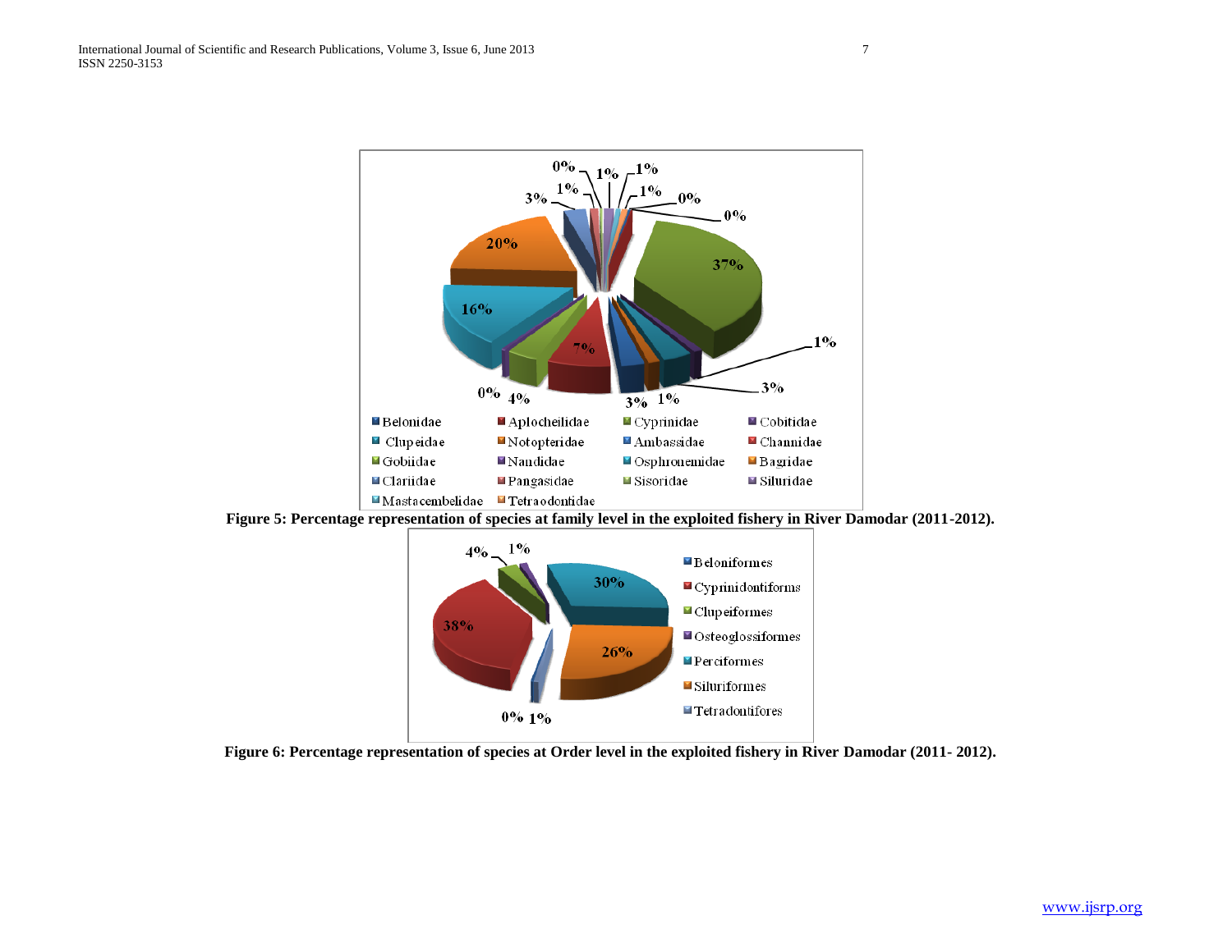Figure 5: Percentage representation of species at family level in the exploited fishery in River Damodar (2011-2012).

Figure 6: Percentage representation of species at Order level in the exploited fishery in River Damodar (2011- 2012).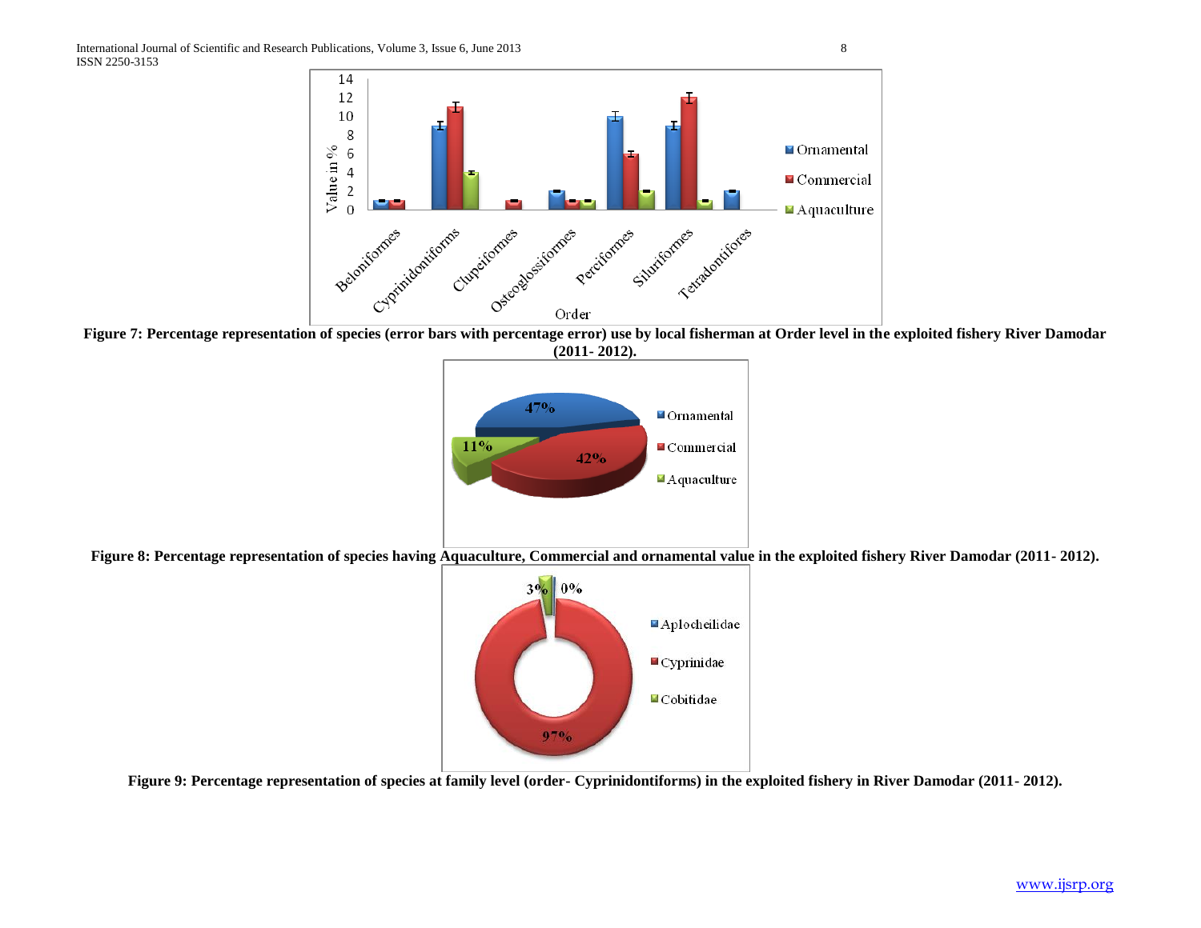Figure 7: Percentage representation of species (error bars with percentage error) use by local fisherman at Order level in the exploited fishery River Damodar (2011- 2012).

Figure 8: Percentage representation of species having Aquaculture, Commercial and ornamental value in the exploited fishery River Damodar (2011- 2012).

Figure 9: Percentage representation of species at family level (order- Cyprinidontiforms) in the exploited fishery in River Damodar (2011- 2012).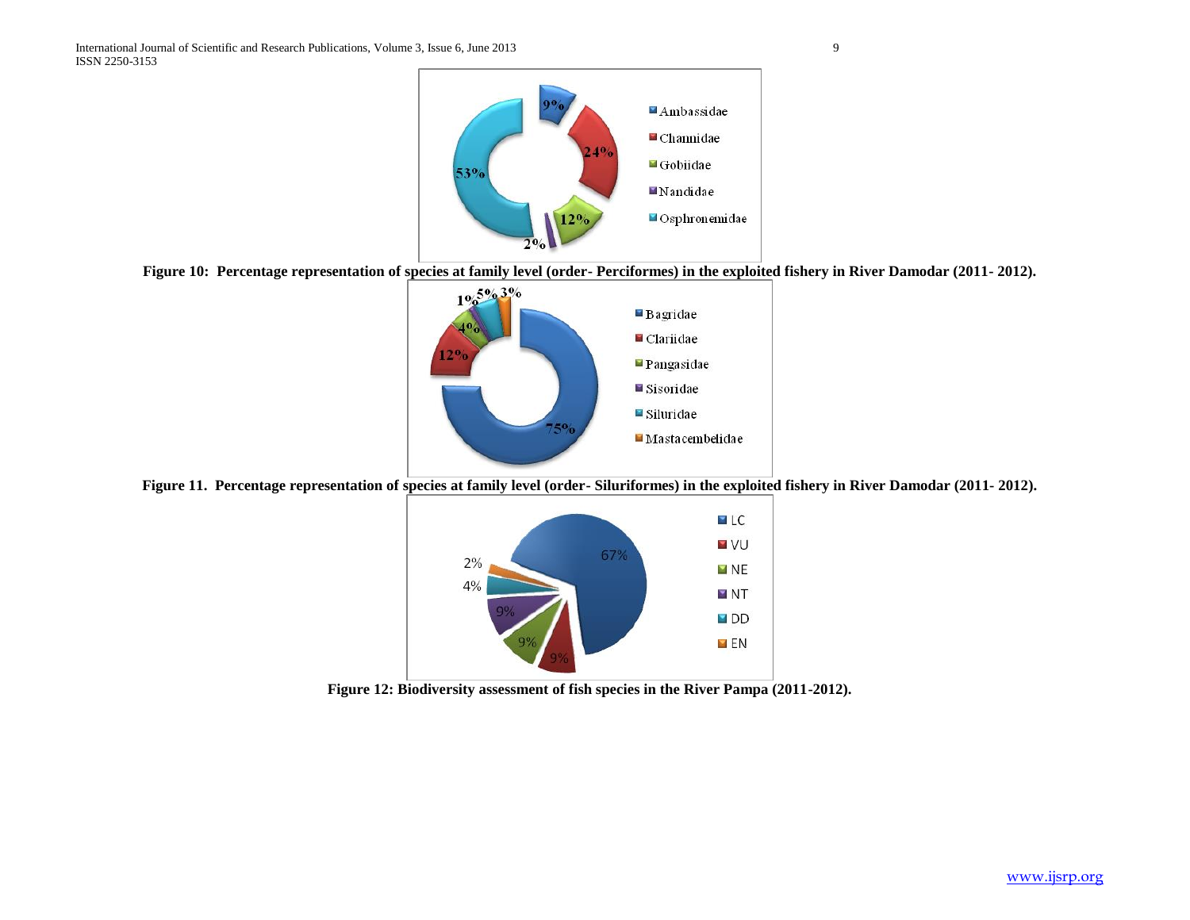Figure 10: Percentage representation of species at family level (order- Perciformes) in the exploited fishery in River Damodar (2011- 2012).

Figure 11. Percentage representation of species at family level (order- Siluriformes) in the exploited fishery in River Damodar (2011- 2012).

Figure 12: Biodiversity assessment of fish species in the River Pampa (2011-2012).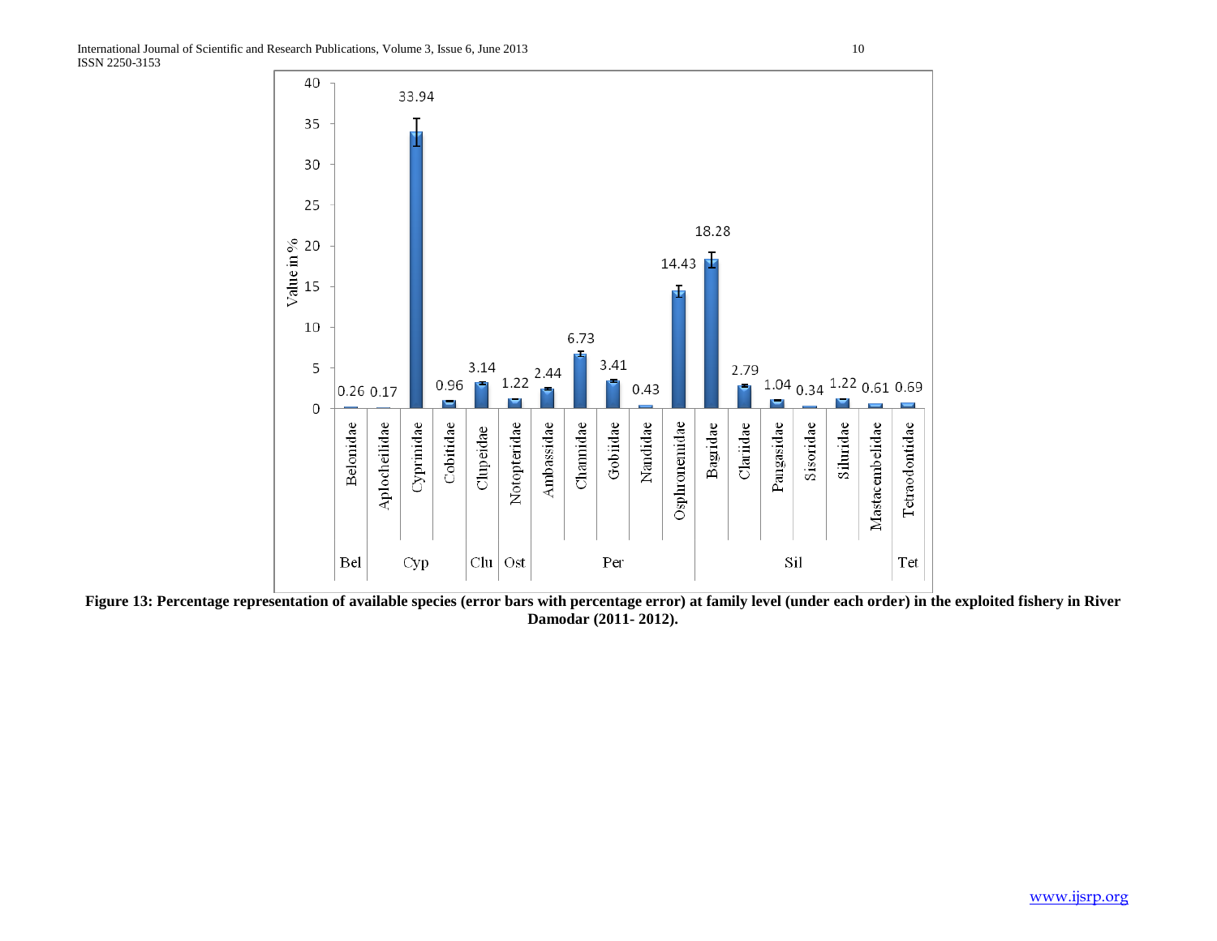**Figure 13: Percentage representation of available species (error bars with percentage error) at family level (under each order) in the exploited fishery in River Damodar (2011- 2012).**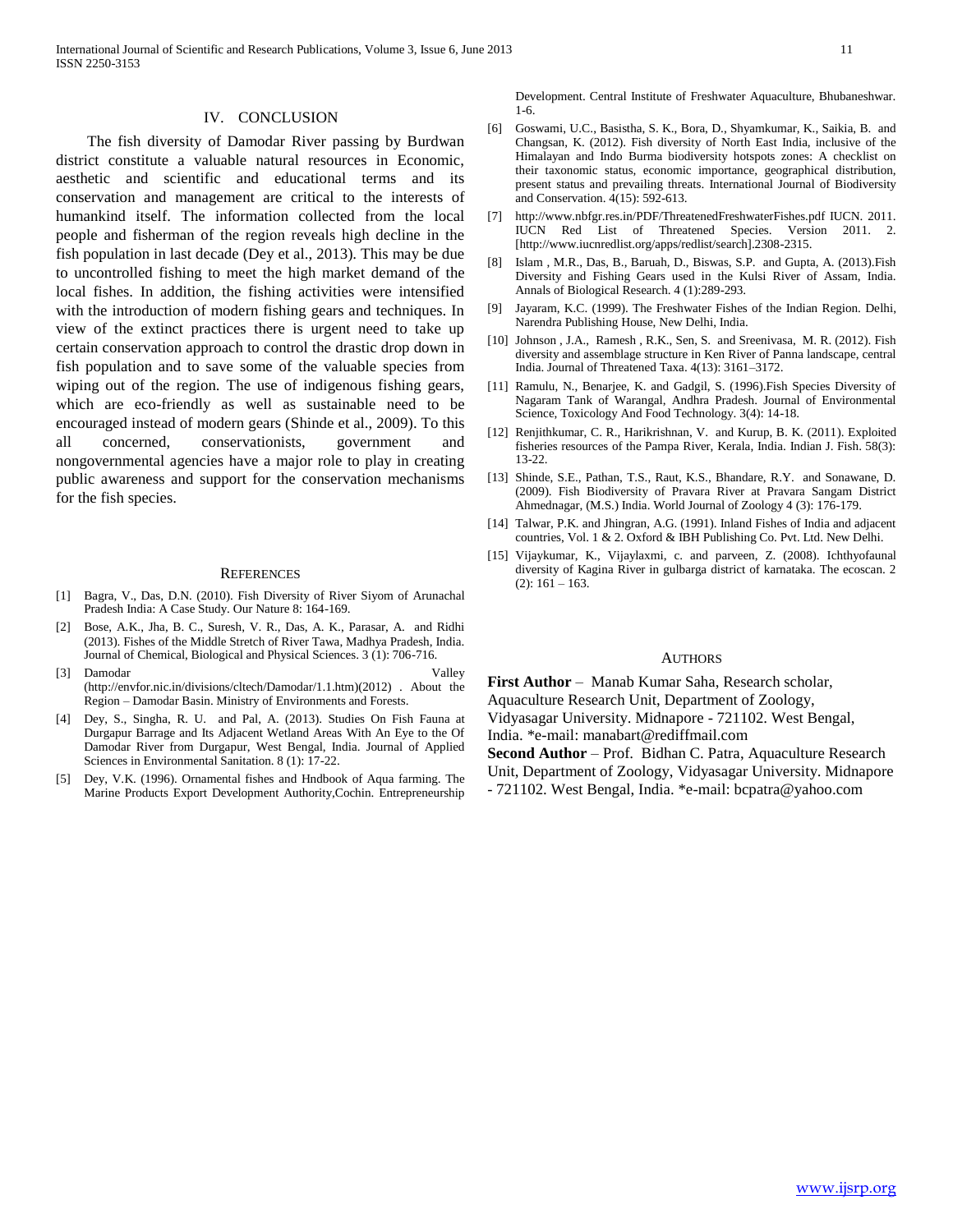## IV. CONCLUSION

The fish diversity of Damodar River passing by Burdwan district constitute a valuable natural resources in Economic, aesthetic and scientific and educational terms and its conservation and management are critical to the interests of humankind itself. The information collected from the local people and fisherman of the region reveals high decline in the fish population in last decade (Dey et al., 2013). This may be due to uncontrolled fishing to meet the high market demand of the local fishes. In addition, the fishing activities were intensified with the introduction of modern fishing gears and techniques. In view of the extinct practices there is urgent need to take up certain conservation approach to control the drastic drop down in fish population and to save some of the valuable species from wiping out of the region. The use of indigenous fishing gears, which are eco-friendly as well as sustainable need to be encouraged instead of modern gears (Shinde et al., 2009). To this all concerned, conservationists, government and nongovernmental agencies have a major role to play in creating public awareness and support for the conservation mechanisms for the fish species.

## REFERENCES

[1] Bagra, V., Das, D.N. (2010). Fish Diversity of River Siyom of Arunachal Pradesh India: A Case Study. Our Nature 8: 164-169.

[2] Bose, A.K., Jha, B. C., Suresh, V. R., Das, A. K., Parasar, A. and Ridhi (2013). Fishes of the Middle Stretch of River Tawa, Madhya Pradesh, India. Journal of Chemical, Biological and Physical Sciences. 3 (1): 706-716.

[3] Damodar Valley (http://envfor.nic.in/divisions/cltech/Damodar/1.1.htm)(2012) . About the Region – Damodar Basin. Ministry of Environments and Forests.

[4] Dey, S., Singha, R. U. and Pal, A. (2013). Studies On Fish Fauna at Durgapur Barrage and Its Adjacent Wetland Areas With An Eye to the Of Damodar River from Durgapur, West Bengal, India. Journal of Applied Sciences in Environmental Sanitation. 8 (1): 17-22.

[5] Dey, V.K. (1996). Ornamental fishes and Hndbook of Aqua farming. The Marine Products Export Development Authority,Cochin. Entrepreneurship Development. Central Institute of Freshwater Aquaculture, Bhubaneshwar. 1-6.

[6] Goswami, U.C., Basistha, S. K., Bora, D., Shyamkumar, K., Saikia, B. and Changsan, K. (2012). Fish diversity of North East India, inclusive of the Himalayan and Indo Burma biodiversity hotspots zones: A checklist on their taxonomic status, economic importance, geographical distribution, present status and prevailing threats. International Journal of Biodiversity and Conservation. 4(15): 592-613.

[7] http://www.nbfgr.res.in/PDF/ThreatenedFreshwaterFishes.pdf IUCN. 2011. IUCN Red List of Threatened Species. Version 2011. 2. [http://www.iucnredlist.org/apps/redlist/search].2308-2315.

[8] Islam , M.R., Das, B., Baruah, D., Biswas, S.P. and Gupta, A. (2013).Fish Diversity and Fishing Gears used in the Kulsi River of Assam, India. Annals of Biological Research. 4 (1):289-293.

[9] Jayaram, K.C. (1999). The Freshwater Fishes of the Indian Region. Delhi, Narendra Publishing House, New Delhi, India.

[10] Johnson , J.A., Ramesh , R.K., Sen, S. and Sreenivasa, M. R. (2012). Fish diversity and assemblage structure in Ken River of Panna landscape, central India. Journal of Threatened Taxa. 4(13): 3161–3172.

[11] Ramulu, N., Benarjee, K. and Gadgil, S. (1996).Fish Species Diversity of Nagaram Tank of Warangal, Andhra Pradesh. Journal of Environmental Science, Toxicology And Food Technology. 3(4): 14-18.

[12] Renjithkumar, C. R., Harikrishnan, V. and Kurup, B. K. (2011). Exploited fisheries resources of the Pampa River, Kerala, India. Indian J. Fish. 58(3): 13-22.

[13] Shinde, S.E., Pathan, T.S., Raut, K.S., Bhandare, R.Y. and Sonawane, D. (2009). Fish Biodiversity of Pravara River at Pravara Sangam District Ahmednagar, (M.S.) India. World Journal of Zoology 4 (3): 176-179.

[14] Talwar, P.K. and Jhingran, A.G. (1991). Inland Fishes of India and adjacent countries, Vol. 1 & 2. Oxford & IBH Publishing Co. Pvt. Ltd. New Delhi.

[15] Vijaykumar, K., Vijaylaxmi, c. and parveen, Z. (2008). Ichthyofaunal diversity of Kagina River in gulbarga district of karnataka. The ecoscan. 2 (2): 161 – 163.

## AUTHORS

**First Author** – Manab Kumar Saha, Research scholar, Aquaculture Research Unit, Department of Zoology, Vidyasagar University. Midnapore - 721102. West Bengal, India. *e-mail: manabart@rediffmail.com

**Second Author** – Prof. Bidhan C. Patra, Aquaculture Research Unit, Department of Zoology, Vidyasagar University. Midnapore - 721102. West Bengal, India. *e-mail: bcpatra@yahoo.com